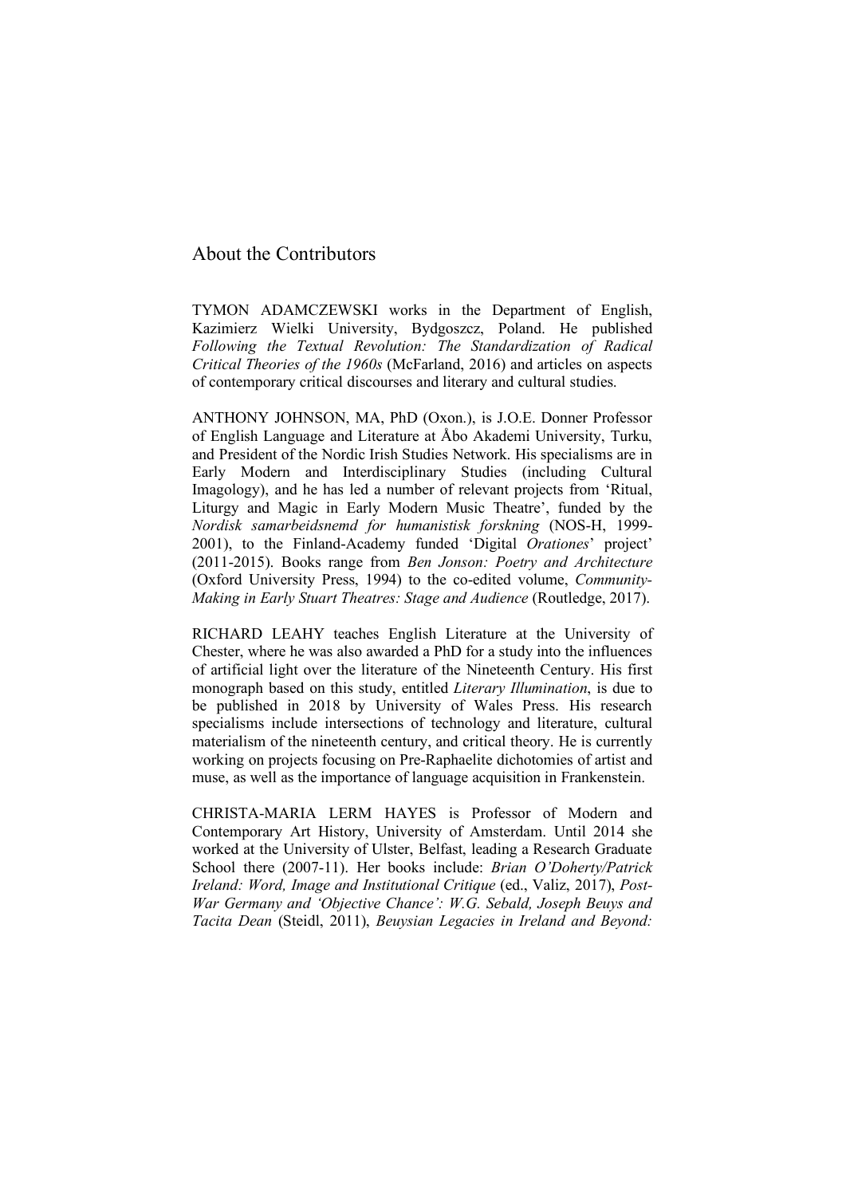# About the Contributors

TYMON ADAMCZEWSKI works in the Department of English, Kazimierz Wielki University, Bydgoszcz, Poland. He published *Following the Textual Revolution: The Standardization of Radical Critical Theories of the 1960s* (McFarland, 2016) and articles on aspects of contemporary critical discourses and literary and cultural studies.

ANTHONY JOHNSON, MA, PhD (Oxon.), is J.O.E. Donner Professor of English Language and Literature at Åbo Akademi University, Turku, and President of the Nordic Irish Studies Network. His specialisms are in Early Modern and Interdisciplinary Studies (including Cultural Imagology), and he has led a number of relevant projects from 'Ritual, Liturgy and Magic in Early Modern Music Theatre', funded by the *Nordisk samarbeidsnemd for humanistisk forskning* (NOS-H, 1999-2001), to the Finland-Academy funded 'Digital *Orationes*' project' (2011-2015). Books range from *Ben Jonson: Poetry and Architecture* (Oxford University Press, 1994) to the co-edited volume, *Community-Making in Early Stuart Theatres: Stage and Audience* (Routledge, 2017).

RICHARD LEAHY teaches English Literature at the University of Chester, where he was also awarded a PhD for a study into the influences of artificial light over the literature of the Nineteenth Century. His first monograph based on this study, entitled *Literary Illumination*, is due to be published in 2018 by University of Wales Press. His research specialisms include intersections of technology and literature, cultural materialism of the nineteenth century, and critical theory. He is currently working on projects focusing on Pre-Raphaelite dichotomies of artist and muse, as well as the importance of language acquisition in Frankenstein.

CHRISTA-MARIA LERM HAYES is Professor of Modern and Contemporary Art History, University of Amsterdam. Until 2014 she worked at the University of Ulster, Belfast, leading a Research Graduate School there (2007-11). Her books include: *Brian O'Doherty/Patrick Ireland: Word, Image and Institutional Critique* (ed., Valiz, 2017), *Post-War Germany and 'Objective Chance': W.G. Sebald, Joseph Beuys and Tacita Dean* (Steidl, 2011), *Beuysian Legacies in Ireland and Beyond:*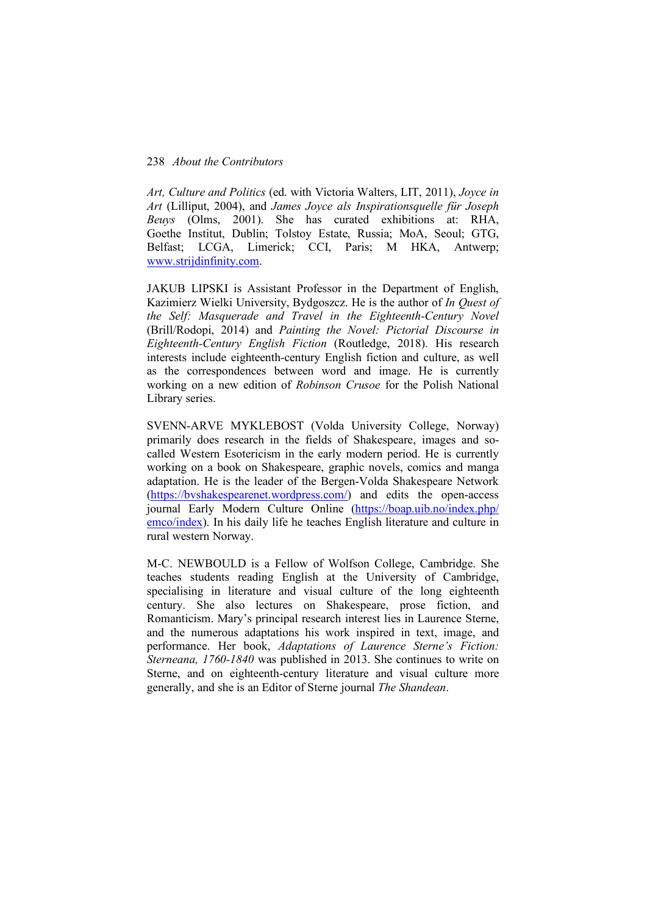*Art, Culture and Politics* (ed. with Victoria Walters, LIT, 2011), *Joyce in Art* (Lilliput, 2004), and *James Joyce als Inspirationsquelle für Joseph Beuys* (Olms, 2001). She has curated exhibitions at: RHA, Goethe Institut, Dublin; Tolstoy Estate, Russia; MoA, Seoul; GTG, Belfast; LCGA, Limerick; CCI, Paris; M HKA, Antwerp; www.strijdinfinity.com.

JAKUB LIPSKI is Assistant Professor in the Department of English, Kazimierz Wielki University, Bydgoszcz. He is the author of *In Quest of the Self: Masquerade and Travel in the Eighteenth-Century Novel* (Brill/Rodopi, 2014) and *Painting the Novel: Pictorial Discourse in Eighteenth-Century English Fiction* (Routledge, 2018). His research interests include eighteenth-century English fiction and culture, as well as the correspondences between word and image. He is currently working on a new edition of *Robinson Crusoe* for the Polish National Library series.

SVENN-ARVE MYKLEBOST (Volda University College, Norway) primarily does research in the fields of Shakespeare, images and so-called Western Esotericism in the early modern period. He is currently working on a book on Shakespeare, graphic novels, comics and manga adaptation. He is the leader of the Bergen-Volda Shakespeare Network (https://bvshakespearenet.wordpress.com/) and edits the open-access journal Early Modern Culture Online (https://boap.uib.no/index.php/emco/index). In his daily life he teaches English literature and culture in rural western Norway.

M-C. NEWBOULD is a Fellow of Wolfson College, Cambridge. She teaches students reading English at the University of Cambridge, specialising in literature and visual culture of the long eighteenth century. She also lectures on Shakespeare, prose fiction, and Romanticism. Mary's principal research interest lies in Laurence Sterne, and the numerous adaptations his work inspired in text, image, and performance. Her book, *Adaptations of Laurence Sterne's Fiction: Sterneana, 1760-1840* was published in 2013. She continues to write on Sterne, and on eighteenth-century literature and visual culture more generally, and she is an Editor of Sterne journal *The Shandean*.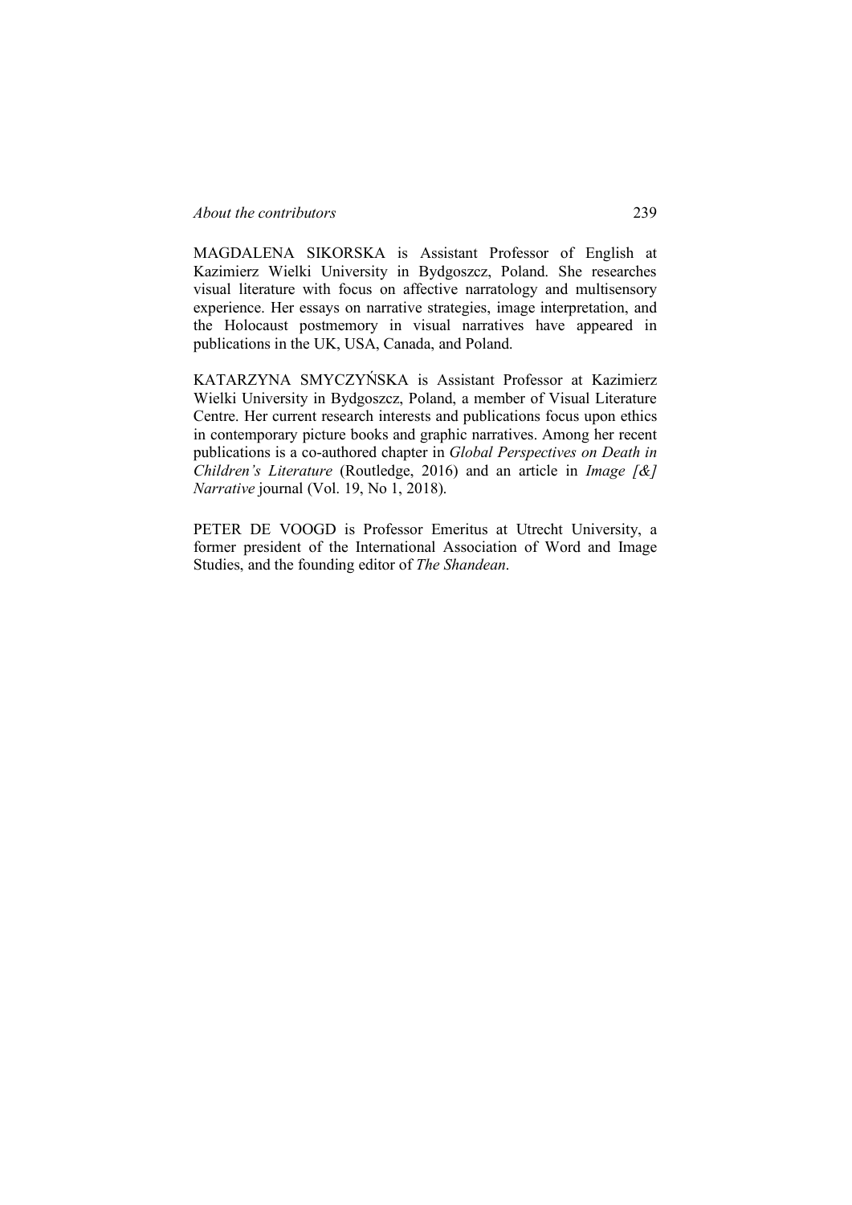MAGDALENA SIKORSKA is Assistant Professor of English at Kazimierz Wielki University in Bydgoszcz, Poland. She researches visual literature with focus on affective narratology and multisensory experience. Her essays on narrative strategies, image interpretation, and the Holocaust postmemory in visual narratives have appeared in publications in the UK, USA, Canada, and Poland.

KATARZYNA SMYCZYŃSKA is Assistant Professor at Kazimierz Wielki University in Bydgoszcz, Poland, a member of Visual Literature Centre. Her current research interests and publications focus upon ethics in contemporary picture books and graphic narratives. Among her recent publications is a co-authored chapter in *Global Perspectives on Death in Children's Literature* (Routledge, 2016) and an article in *Image [&] Narrative* journal (Vol. 19, No 1, 2018).

PETER DE VOOGD is Professor Emeritus at Utrecht University, a former president of the International Association of Word and Image Studies, and the founding editor of *The Shandean*.